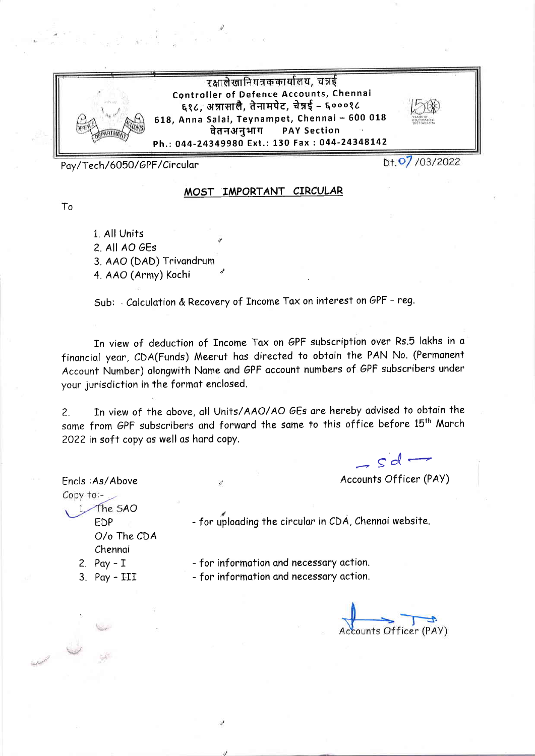रक्षालेखानियंत्रककार्यालय, चन्नई
Controller of Defence Accounts, Chennai
६१८, अन्नासालै, तेनामपेट, चेन्नई – ६०००१८
618, Anna Salai, Teynampet, Chennai – 600 018
वेतनअनुभाग PAY Section
Ph.: 044-24349980 Ext.: 130 Fax : 044-24348142

Pay/Tech/6050/GPF/Circular

Dt. 07 /03/2022

## MOST IMPORTANT CIRCULAR

To

1. All Units
2. All AO GEs
3. AAO (DAD) Trivandrum
4. AAO (Army) Kochi

Sub: Calculation & Recovery of Income Tax on interest on GPF - reg.

In view of deduction of Income Tax on GPF subscription over Rs.5 lakhs in a financial year, CDA(Funds) Meerut has directed to obtain the PAN No. (Permanent Account Number) alongwith Name and GPF account numbers of GPF subscribers under your jurisdiction in the format enclosed.

2. In view of the above, all Units/AAO/AO GEs are hereby advised to obtain the same from GPF subscribers and forward the same to this office before 15th March 2022 in soft copy as well as hard copy.

-sd-
Accounts Officer (PAY)

Encls :As/Above

Copy to:-

1. The SAO EDP O/o The CDA Chennai - for uploading the circular in CDA, Chennai website.
2. Pay - I - for information and necessary action.
3. Pay - III - for information and necessary action.

Accounts Officer (PAY)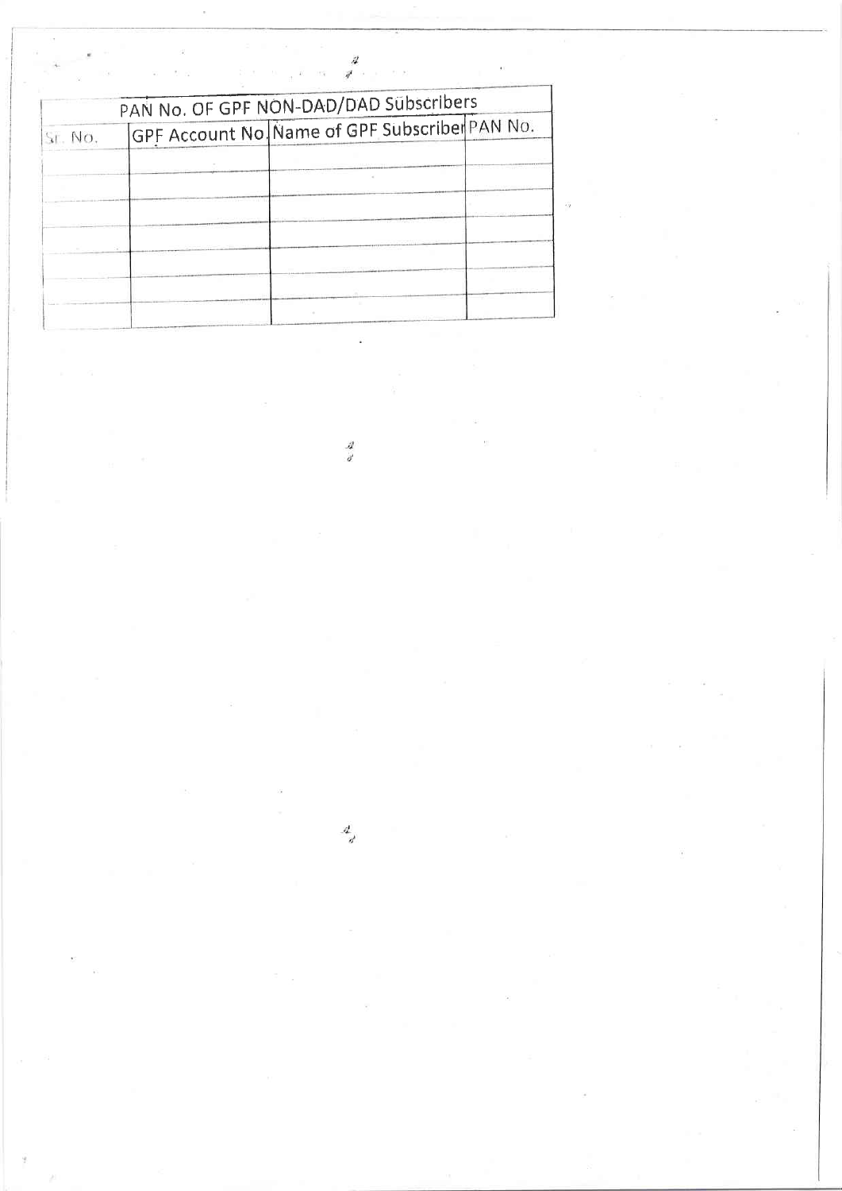| PAN No. OF GPF NON-DAD/DAD Subscribers | | | |
|---|---|---|---|
| Sr. No. | GPF Account No. | Name of GPF Subscriber | PAN No. |
| | | | |
| | | | |
| | | | |
| | | | |
| | | | |
| | | | |
| | | | |